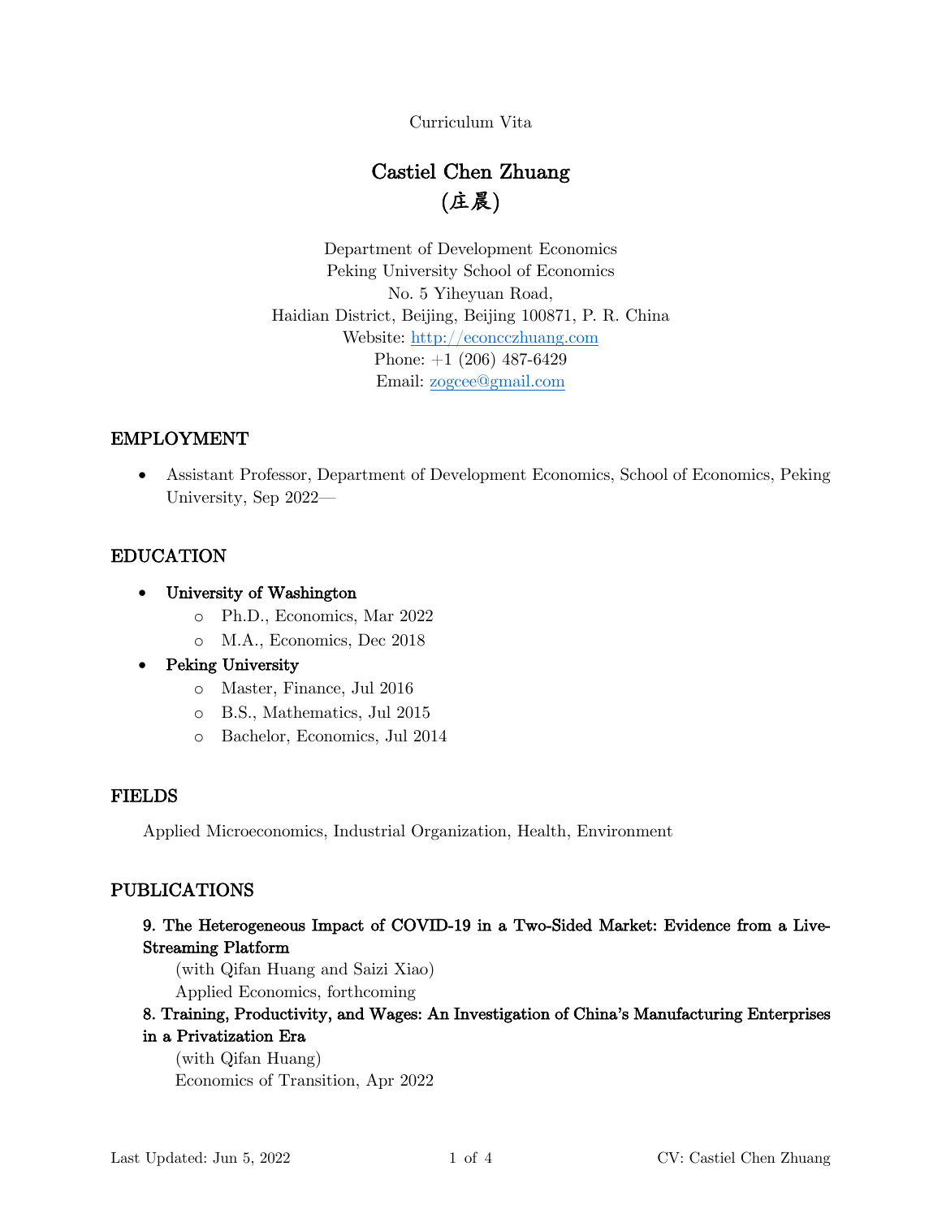Curriculum Vita

# Castiel Chen Zhuang
# (庄晨)

Department of Development Economics
Peking University School of Economics
No. 5 Yiheyuan Road,
Haidian District, Beijing, Beijing 100871, P. R. China
Website: http://econcczhuang.com
Phone: +1 (206) 487-6429
Email: zogcee@gmail.com

## EMPLOYMENT

- Assistant Professor, Department of Development Economics, School of Economics, Peking University, Sep 2022—

## EDUCATION

- **University of Washington**
  - Ph.D., Economics, Mar 2022
  - M.A., Economics, Dec 2018
- **Peking University**
  - Master, Finance, Jul 2016
  - B.S., Mathematics, Jul 2015
  - Bachelor, Economics, Jul 2014

## FIELDS

Applied Microeconomics, Industrial Organization, Health, Environment

## PUBLICATIONS

**9. The Heterogeneous Impact of COVID-19 in a Two-Sided Market: Evidence from a Live-Streaming Platform**
(with Qifan Huang and Saizi Xiao)
Applied Economics, forthcoming

**8. Training, Productivity, and Wages: An Investigation of China's Manufacturing Enterprises in a Privatization Era**
(with Qifan Huang)
Economics of Transition, Apr 2022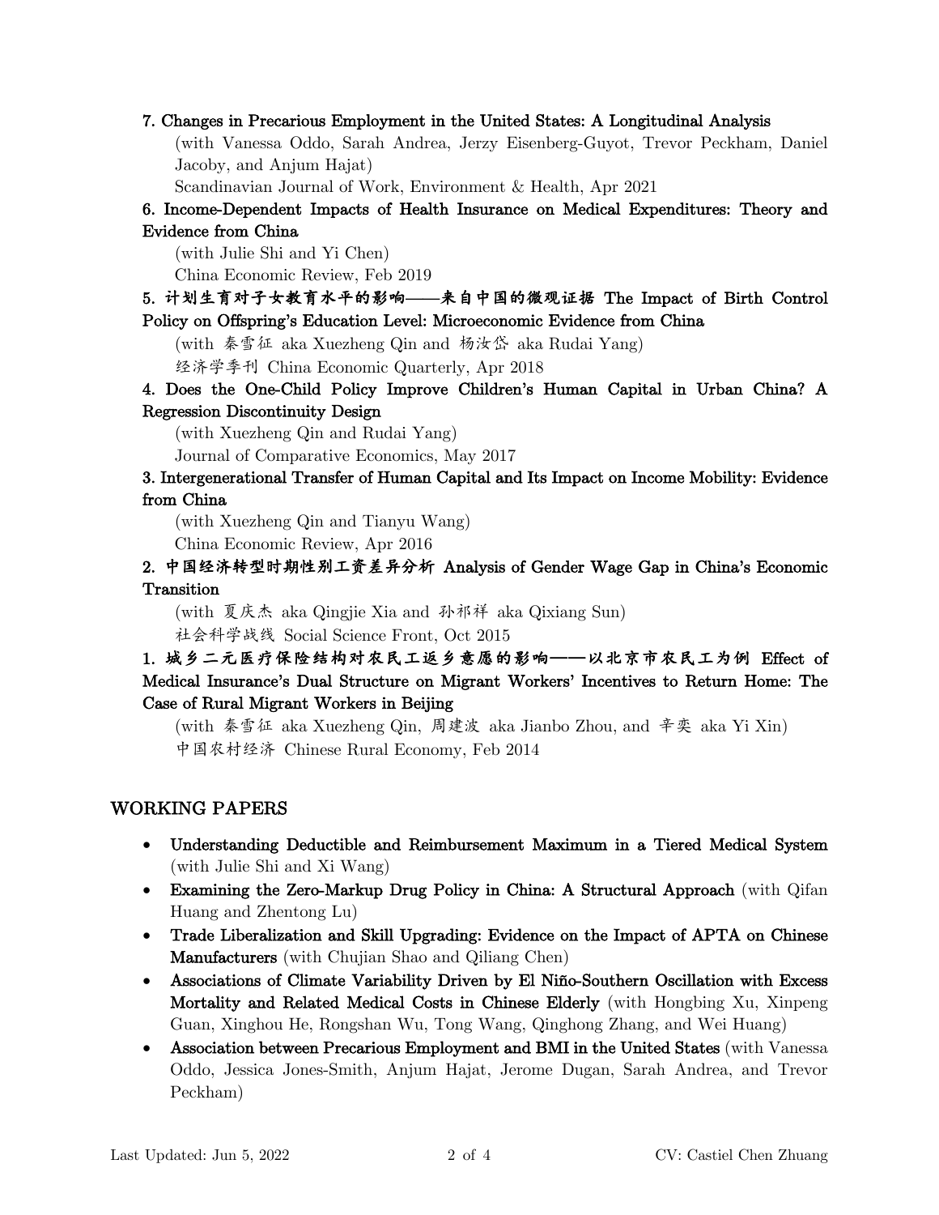**7. Changes in Precarious Employment in the United States: A Longitudinal Analysis**
(with Vanessa Oddo, Sarah Andrea, Jerzy Eisenberg-Guyot, Trevor Peckham, Daniel Jacoby, and Anjum Hajat)
Scandinavian Journal of Work, Environment & Health, Apr 2021

**6. Income-Dependent Impacts of Health Insurance on Medical Expenditures: Theory and Evidence from China**
(with Julie Shi and Yi Chen)
China Economic Review, Feb 2019

**5. 计划生育对子女教育水平的影响——来自中国的微观证据 The Impact of Birth Control Policy on Offspring's Education Level: Microeconomic Evidence from China**
(with 秦雪征 aka Xuezheng Qin and 杨汝岱 aka Rudai Yang)
经济学季刊 China Economic Quarterly, Apr 2018

**4. Does the One-Child Policy Improve Children's Human Capital in Urban China? A Regression Discontinuity Design**
(with Xuezheng Qin and Rudai Yang)
Journal of Comparative Economics, May 2017

**3. Intergenerational Transfer of Human Capital and Its Impact on Income Mobility: Evidence from China**
(with Xuezheng Qin and Tianyu Wang)
China Economic Review, Apr 2016

**2. 中国经济转型时期性别工资差异分析 Analysis of Gender Wage Gap in China's Economic Transition**
(with 夏庆杰 aka Qingjie Xia and 孙祁祥 aka Qixiang Sun)
社会科学战线 Social Science Front, Oct 2015

**1. 城乡二元医疗保险结构对农民工返乡意愿的影响——以北京市农民工为例 Effect of Medical Insurance's Dual Structure on Migrant Workers' Incentives to Return Home: The Case of Rural Migrant Workers in Beijing**
(with 秦雪征 aka Xuezheng Qin, 周建波 aka Jianbo Zhou, and 辛奕 aka Yi Xin)
中国农村经济 Chinese Rural Economy, Feb 2014

## WORKING PAPERS

- **Understanding Deductible and Reimbursement Maximum in a Tiered Medical System** (with Julie Shi and Xi Wang)
- **Examining the Zero-Markup Drug Policy in China: A Structural Approach** (with Qifan Huang and Zhentong Lu)
- **Trade Liberalization and Skill Upgrading: Evidence on the Impact of APTA on Chinese Manufacturers** (with Chujian Shao and Qiliang Chen)
- **Associations of Climate Variability Driven by El Niño-Southern Oscillation with Excess Mortality and Related Medical Costs in Chinese Elderly** (with Hongbing Xu, Xinpeng Guan, Xinghou He, Rongshan Wu, Tong Wang, Qinghong Zhang, and Wei Huang)
- **Association between Precarious Employment and BMI in the United States** (with Vanessa Oddo, Jessica Jones-Smith, Anjum Hajat, Jerome Dugan, Sarah Andrea, and Trevor Peckham)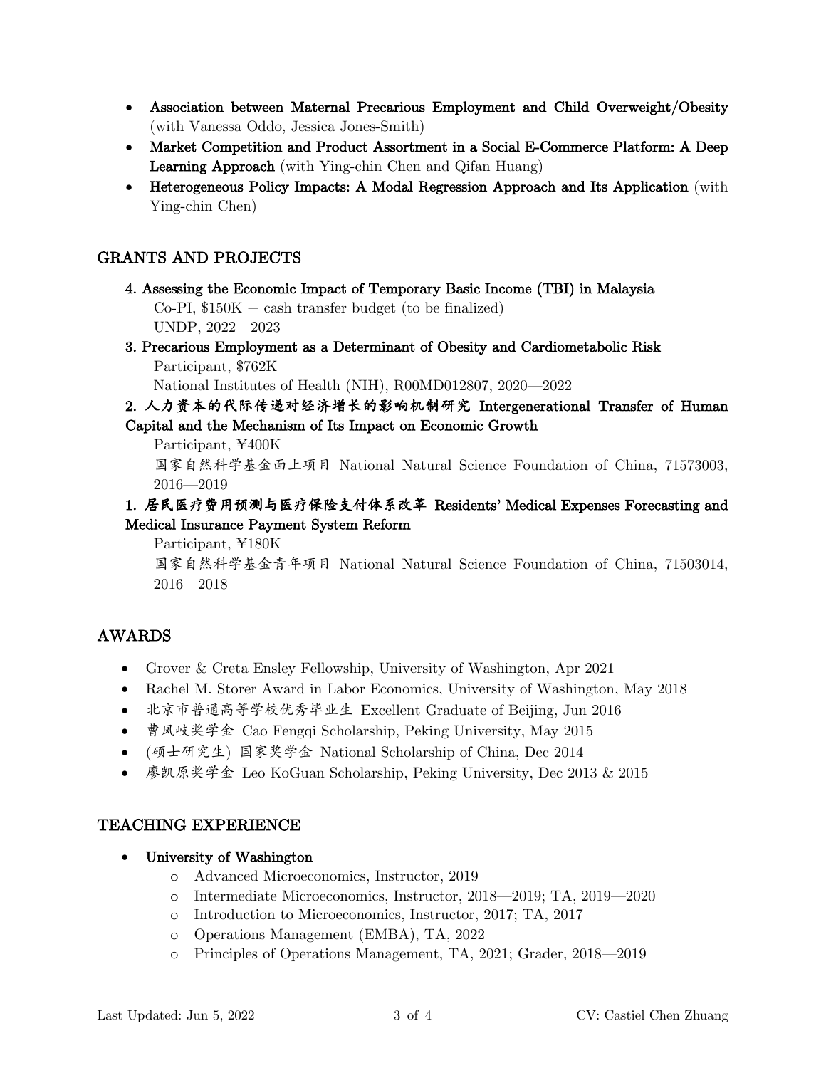- **Association between Maternal Precarious Employment and Child Overweight/Obesity** (with Vanessa Oddo, Jessica Jones-Smith)
- **Market Competition and Product Assortment in a Social E-Commerce Platform: A Deep Learning Approach** (with Ying-chin Chen and Qifan Huang)
- **Heterogeneous Policy Impacts: A Modal Regression Approach and Its Application** (with Ying-chin Chen)

## GRANTS AND PROJECTS

**4. Assessing the Economic Impact of Temporary Basic Income (TBI) in Malaysia**
Co-PI, \$150K + cash transfer budget (to be finalized)
UNDP, 2022—2023

**3. Precarious Employment as a Determinant of Obesity and Cardiometabolic Risk**
Participant, \$762K
National Institutes of Health (NIH), R00MD012807, 2020—2022

**2. 人力资本的代际传递对经济增长的影响机制研究 Intergenerational Transfer of Human Capital and the Mechanism of Its Impact on Economic Growth**
Participant, ¥400K
国家自然科学基金面上项目 National Natural Science Foundation of China, 71573003, 2016—2019

**1. 居民医疗费用预测与医疗保险支付体系改革 Residents' Medical Expenses Forecasting and Medical Insurance Payment System Reform**
Participant, ¥180K
国家自然科学基金青年项目 National Natural Science Foundation of China, 71503014, 2016—2018

## AWARDS

- Grover & Creta Ensley Fellowship, University of Washington, Apr 2021
- Rachel M. Storer Award in Labor Economics, University of Washington, May 2018
- 北京市普通高等学校优秀毕业生 Excellent Graduate of Beijing, Jun 2016
- 曹凤岐奖学金 Cao Fengqi Scholarship, Peking University, May 2015
- (硕士研究生) 国家奖学金 National Scholarship of China, Dec 2014
- 廖凯原奖学金 Leo KoGuan Scholarship, Peking University, Dec 2013 & 2015

## TEACHING EXPERIENCE

- **University of Washington**
  - Advanced Microeconomics, Instructor, 2019
  - Intermediate Microeconomics, Instructor, 2018—2019; TA, 2019—2020
  - Introduction to Microeconomics, Instructor, 2017; TA, 2017
  - Operations Management (EMBA), TA, 2022
  - Principles of Operations Management, TA, 2021; Grader, 2018—2019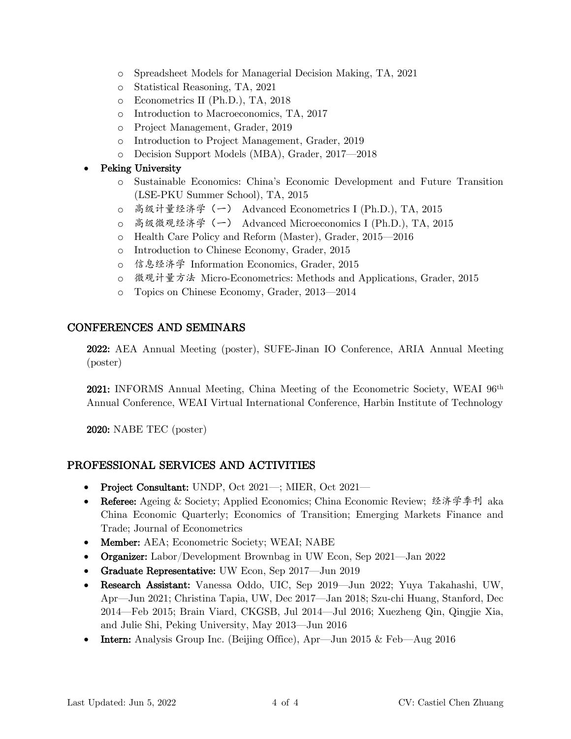- Spreadsheet Models for Managerial Decision Making, TA, 2021
    - Statistical Reasoning, TA, 2021
    - Econometrics II (Ph.D.), TA, 2018
    - Introduction to Macroeconomics, TA, 2017
    - Project Management, Grader, 2019
    - Introduction to Project Management, Grader, 2019
    - Decision Support Models (MBA), Grader, 2017—2018
- **Peking University**
    - Sustainable Economics: China's Economic Development and Future Transition (LSE-PKU Summer School), TA, 2015
    - 高级计量经济学（一） Advanced Econometrics I (Ph.D.), TA, 2015
    - 高级微观经济学（一） Advanced Microeconomics I (Ph.D.), TA, 2015
    - Health Care Policy and Reform (Master), Grader, 2015—2016
    - Introduction to Chinese Economy, Grader, 2015
    - 信息经济学 Information Economics, Grader, 2015
    - 微观计量方法 Micro-Econometrics: Methods and Applications, Grader, 2015
    - Topics on Chinese Economy, Grader, 2013—2014

## CONFERENCES AND SEMINARS

**2022:** AEA Annual Meeting (poster), SUFE-Jinan IO Conference, ARIA Annual Meeting (poster)

**2021:** INFORMS Annual Meeting, China Meeting of the Econometric Society, WEAI 96th Annual Conference, WEAI Virtual International Conference, Harbin Institute of Technology

**2020:** NABE TEC (poster)

## PROFESSIONAL SERVICES AND ACTIVITIES

- **Project Consultant:** UNDP, Oct 2021—; MIER, Oct 2021—
- **Referee:** Ageing & Society; Applied Economics; China Economic Review; 经济学季刊 aka China Economic Quarterly; Economics of Transition; Emerging Markets Finance and Trade; Journal of Econometrics
- **Member:** AEA; Econometric Society; WEAI; NABE
- **Organizer:** Labor/Development Brownbag in UW Econ, Sep 2021—Jan 2022
- **Graduate Representative:** UW Econ, Sep 2017—Jun 2019
- **Research Assistant:** Vanessa Oddo, UIC, Sep 2019—Jun 2022; Yuya Takahashi, UW, Apr—Jun 2021; Christina Tapia, UW, Dec 2017—Jan 2018; Szu-chi Huang, Stanford, Dec 2014—Feb 2015; Brain Viard, CKGSB, Jul 2014—Jul 2016; Xuezheng Qin, Qingjie Xia, and Julie Shi, Peking University, May 2013—Jun 2016
- **Intern:** Analysis Group Inc. (Beijing Office), Apr—Jun 2015 & Feb—Aug 2016